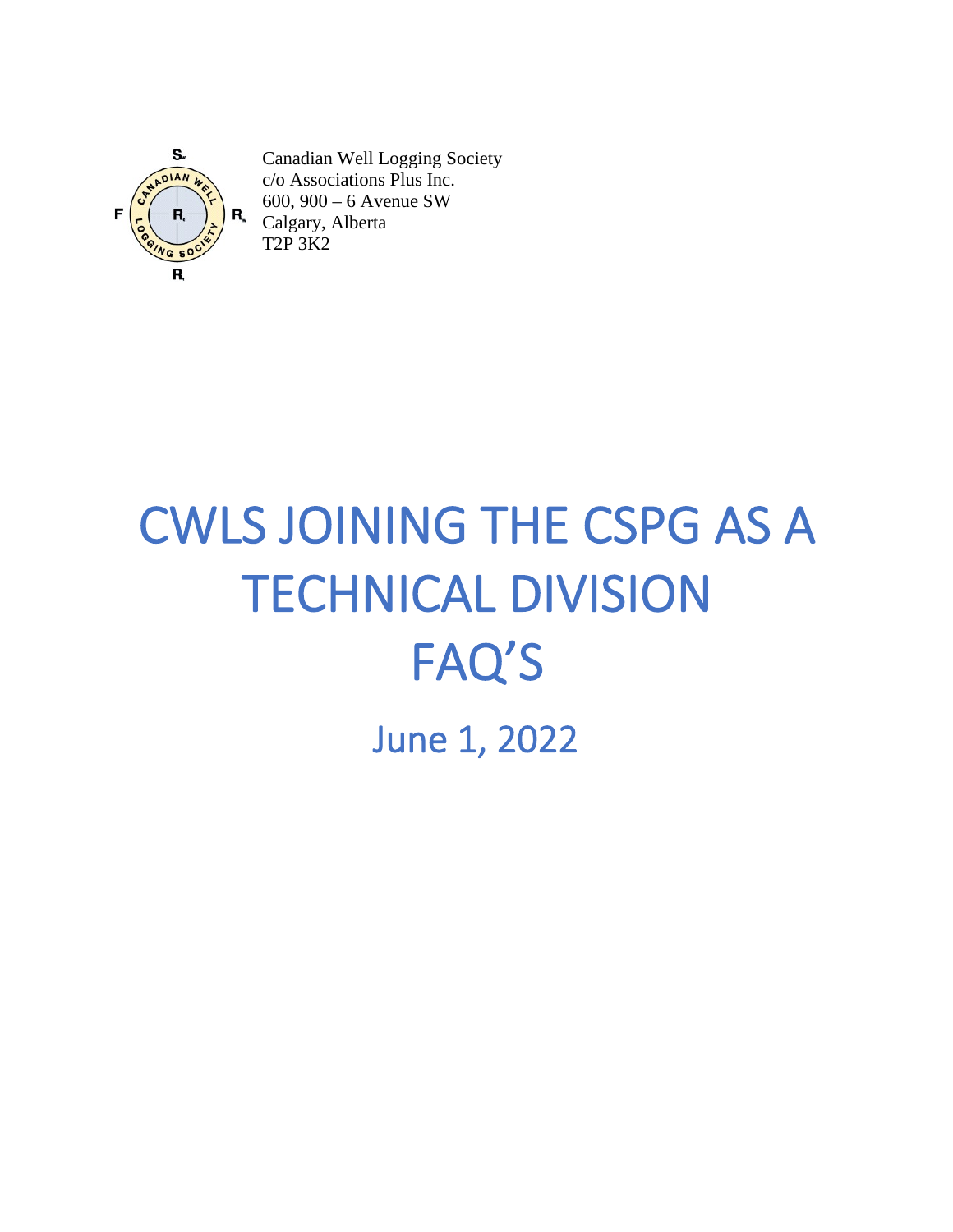Canadian Well Logging Society
c/o Associations Plus Inc.
600, 900 – 6 Avenue SW
Calgary, Alberta
T2P 3K2

# CWLS JOINING THE CSPG AS A TECHNICAL DIVISION FAQ'S

## June 1, 2022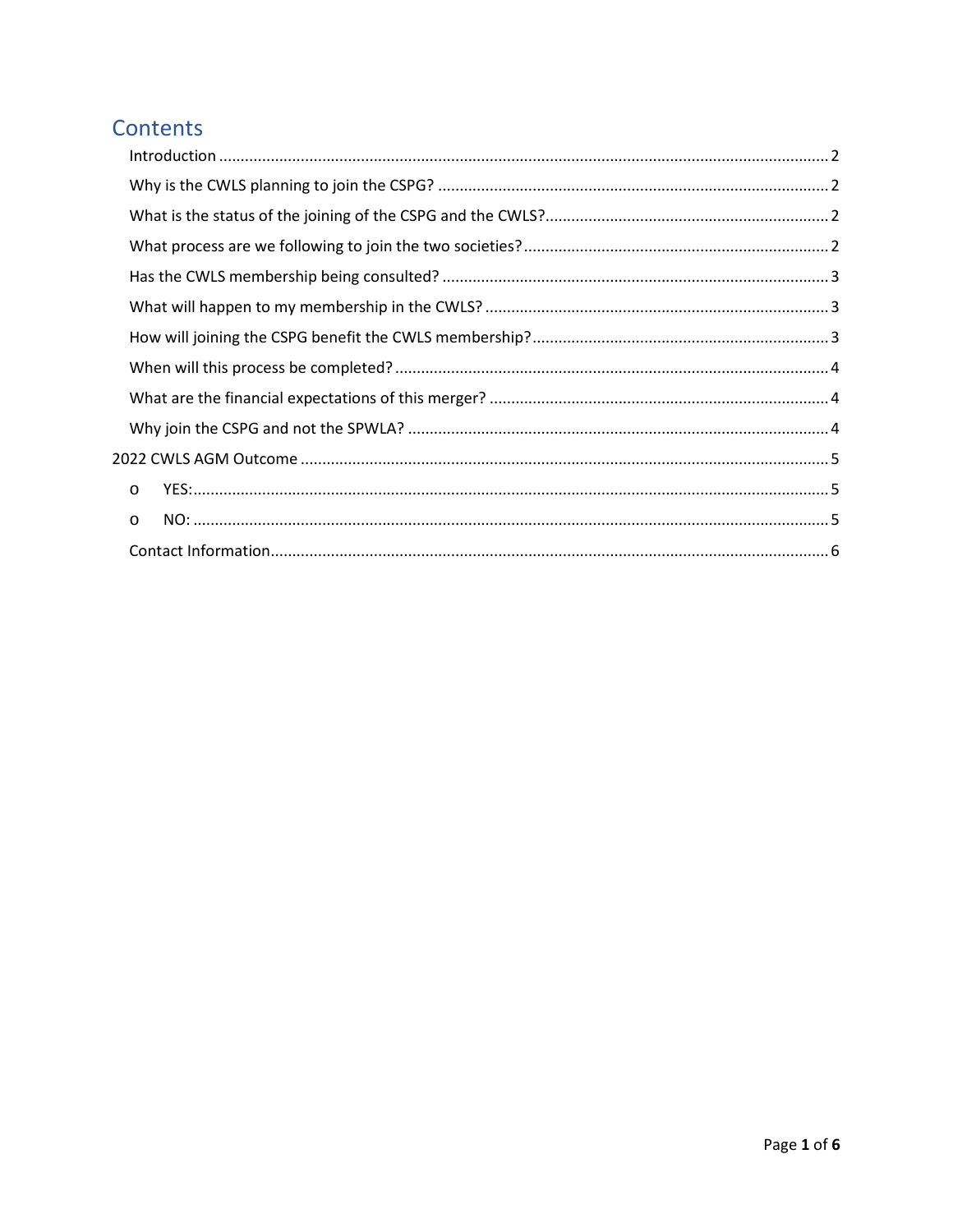# Contents

- Introduction .... 2
- Why is the CWLS planning to join the CSPG? .... 2
- What is the status of the joining of the CSPG and the CWLS? .... 2
- What process are we following to join the two societies? .... 2
- Has the CWLS membership being consulted? .... 3
- What will happen to my membership in the CWLS? .... 3
- How will joining the CSPG benefit the CWLS membership? .... 3
- When will this process be completed? .... 4
- What are the financial expectations of this merger? .... 4
- Why join the CSPG and not the SPWLA? .... 4

2022 CWLS AGM Outcome .... 5

- o YES: .... 5
- o NO: .... 5

Contact Information .... 6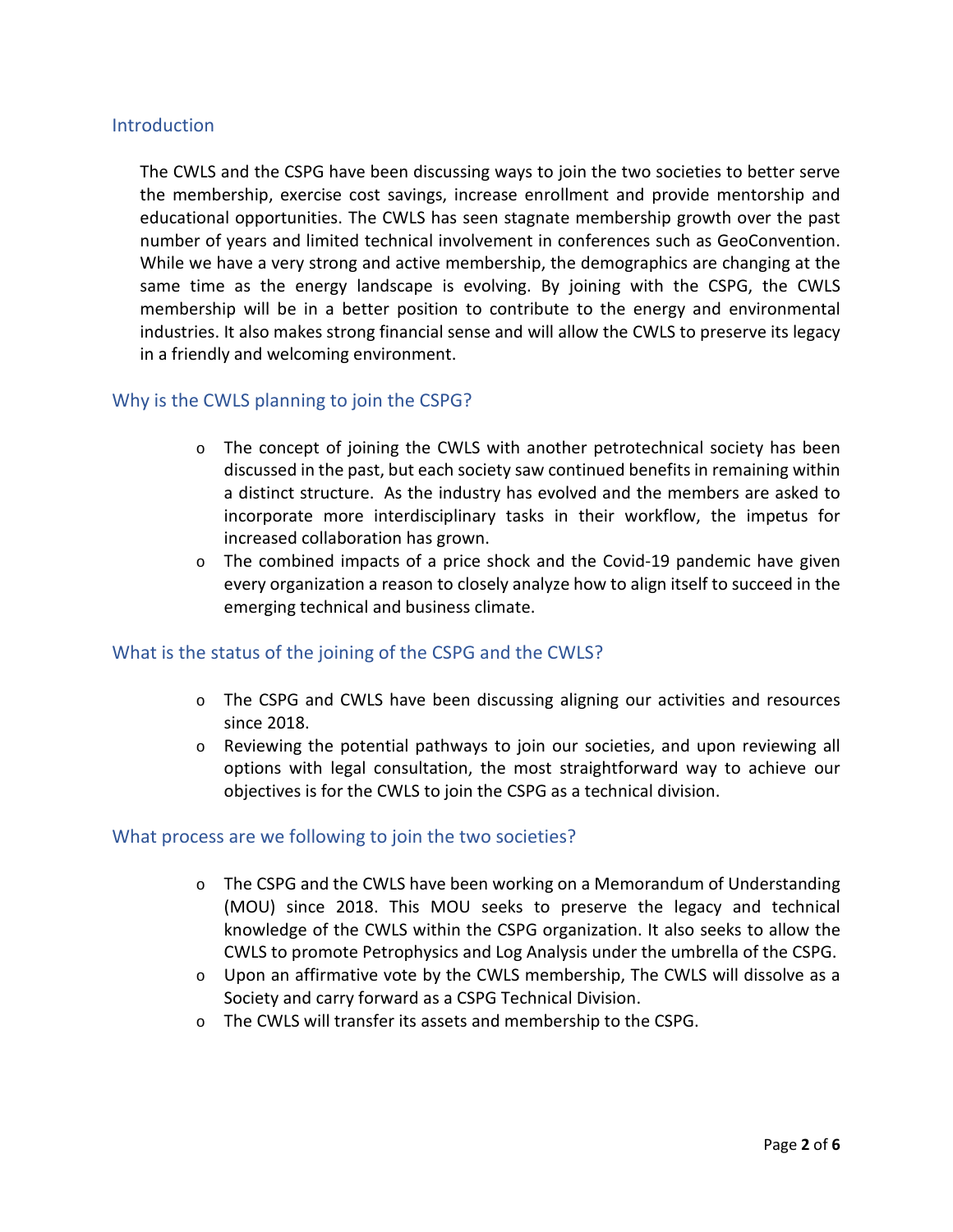## Introduction

The CWLS and the CSPG have been discussing ways to join the two societies to better serve the membership, exercise cost savings, increase enrollment and provide mentorship and educational opportunities. The CWLS has seen stagnate membership growth over the past number of years and limited technical involvement in conferences such as GeoConvention. While we have a very strong and active membership, the demographics are changing at the same time as the energy landscape is evolving. By joining with the CSPG, the CWLS membership will be in a better position to contribute to the energy and environmental industries. It also makes strong financial sense and will allow the CWLS to preserve its legacy in a friendly and welcoming environment.

## Why is the CWLS planning to join the CSPG?

- The concept of joining the CWLS with another petrotechnical society has been discussed in the past, but each society saw continued benefits in remaining within a distinct structure. As the industry has evolved and the members are asked to incorporate more interdisciplinary tasks in their workflow, the impetus for increased collaboration has grown.
- The combined impacts of a price shock and the Covid-19 pandemic have given every organization a reason to closely analyze how to align itself to succeed in the emerging technical and business climate.

## What is the status of the joining of the CSPG and the CWLS?

- The CSPG and CWLS have been discussing aligning our activities and resources since 2018.
- Reviewing the potential pathways to join our societies, and upon reviewing all options with legal consultation, the most straightforward way to achieve our objectives is for the CWLS to join the CSPG as a technical division.

## What process are we following to join the two societies?

- The CSPG and the CWLS have been working on a Memorandum of Understanding (MOU) since 2018. This MOU seeks to preserve the legacy and technical knowledge of the CWLS within the CSPG organization. It also seeks to allow the CWLS to promote Petrophysics and Log Analysis under the umbrella of the CSPG.
- Upon an affirmative vote by the CWLS membership, The CWLS will dissolve as a Society and carry forward as a CSPG Technical Division.
- The CWLS will transfer its assets and membership to the CSPG.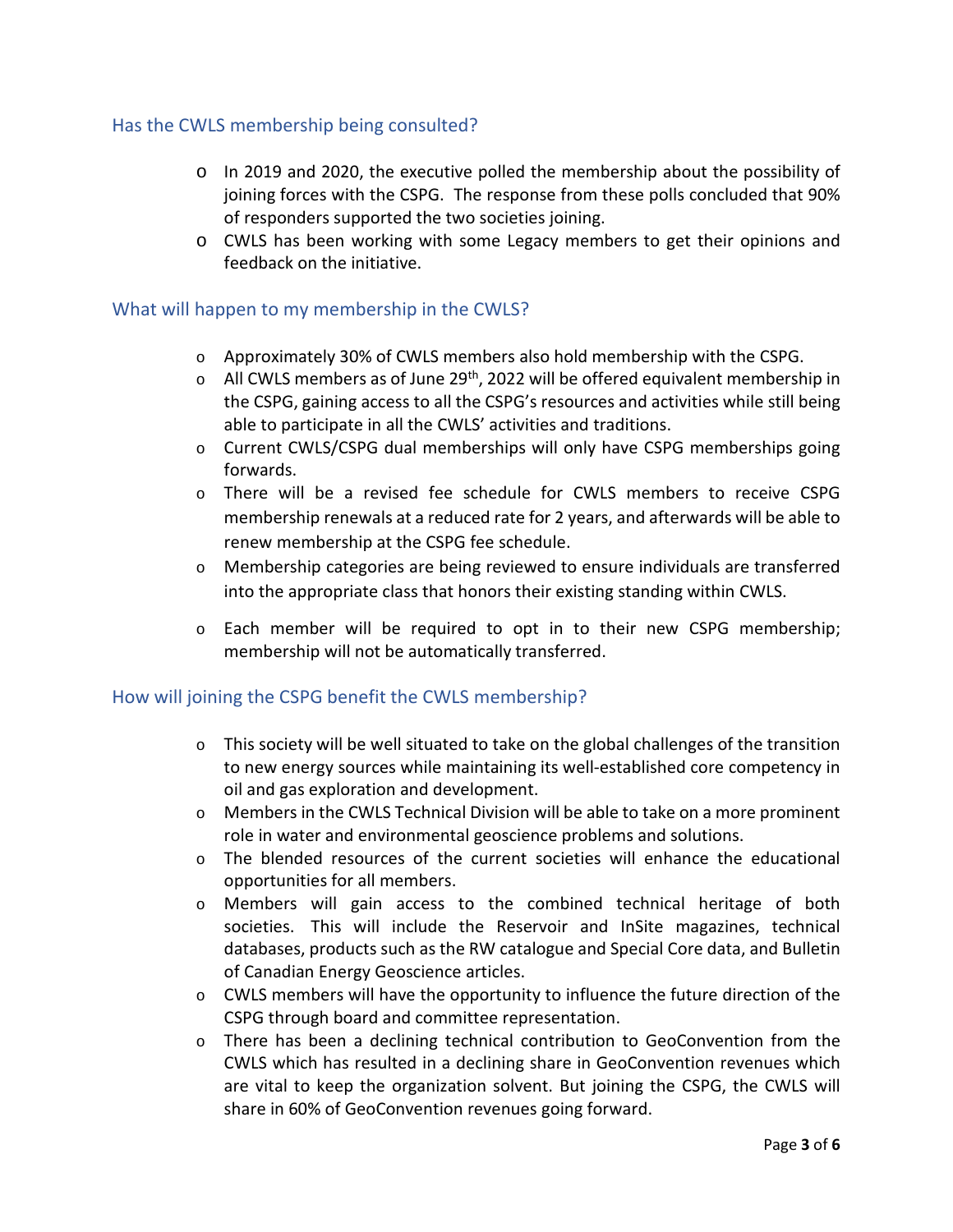## Has the CWLS membership being consulted?

- In 2019 and 2020, the executive polled the membership about the possibility of joining forces with the CSPG. The response from these polls concluded that 90% of responders supported the two societies joining.
- CWLS has been working with some Legacy members to get their opinions and feedback on the initiative.

## What will happen to my membership in the CWLS?

- Approximately 30% of CWLS members also hold membership with the CSPG.
- All CWLS members as of June 29th, 2022 will be offered equivalent membership in the CSPG, gaining access to all the CSPG's resources and activities while still being able to participate in all the CWLS' activities and traditions.
- Current CWLS/CSPG dual memberships will only have CSPG memberships going forwards.
- There will be a revised fee schedule for CWLS members to receive CSPG membership renewals at a reduced rate for 2 years, and afterwards will be able to renew membership at the CSPG fee schedule.
- Membership categories are being reviewed to ensure individuals are transferred into the appropriate class that honors their existing standing within CWLS.
- Each member will be required to opt in to their new CSPG membership; membership will not be automatically transferred.

## How will joining the CSPG benefit the CWLS membership?

- This society will be well situated to take on the global challenges of the transition to new energy sources while maintaining its well-established core competency in oil and gas exploration and development.
- Members in the CWLS Technical Division will be able to take on a more prominent role in water and environmental geoscience problems and solutions.
- The blended resources of the current societies will enhance the educational opportunities for all members.
- Members will gain access to the combined technical heritage of both societies. This will include the Reservoir and InSite magazines, technical databases, products such as the RW catalogue and Special Core data, and Bulletin of Canadian Energy Geoscience articles.
- CWLS members will have the opportunity to influence the future direction of the CSPG through board and committee representation.
- There has been a declining technical contribution to GeoConvention from the CWLS which has resulted in a declining share in GeoConvention revenues which are vital to keep the organization solvent. But joining the CSPG, the CWLS will share in 60% of GeoConvention revenues going forward.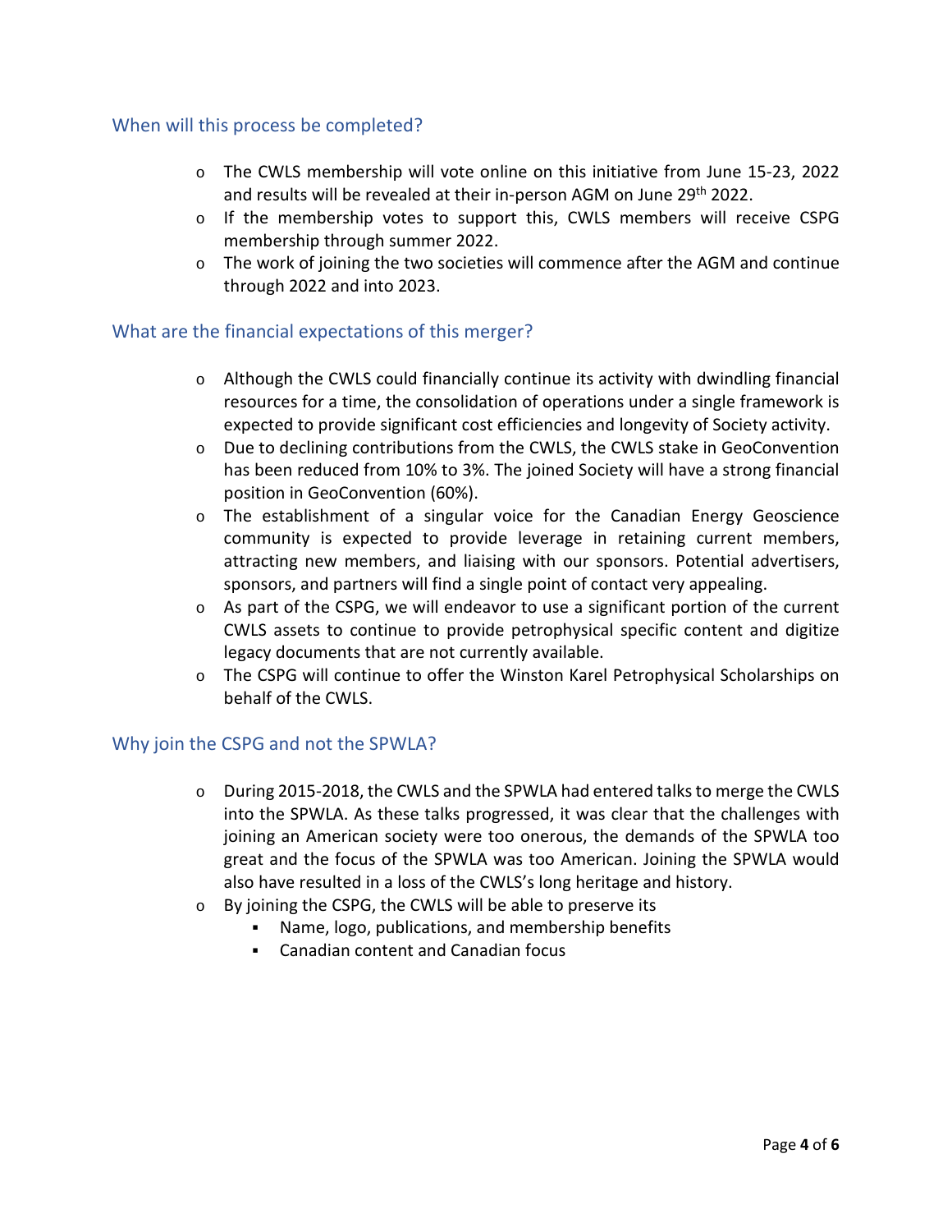## When will this process be completed?

- The CWLS membership will vote online on this initiative from June 15-23, 2022 and results will be revealed at their in-person AGM on June 29th 2022.
- If the membership votes to support this, CWLS members will receive CSPG membership through summer 2022.
- The work of joining the two societies will commence after the AGM and continue through 2022 and into 2023.

## What are the financial expectations of this merger?

- Although the CWLS could financially continue its activity with dwindling financial resources for a time, the consolidation of operations under a single framework is expected to provide significant cost efficiencies and longevity of Society activity.
- Due to declining contributions from the CWLS, the CWLS stake in GeoConvention has been reduced from 10% to 3%. The joined Society will have a strong financial position in GeoConvention (60%).
- The establishment of a singular voice for the Canadian Energy Geoscience community is expected to provide leverage in retaining current members, attracting new members, and liaising with our sponsors. Potential advertisers, sponsors, and partners will find a single point of contact very appealing.
- As part of the CSPG, we will endeavor to use a significant portion of the current CWLS assets to continue to provide petrophysical specific content and digitize legacy documents that are not currently available.
- The CSPG will continue to offer the Winston Karel Petrophysical Scholarships on behalf of the CWLS.

## Why join the CSPG and not the SPWLA?

- During 2015-2018, the CWLS and the SPWLA had entered talks to merge the CWLS into the SPWLA. As these talks progressed, it was clear that the challenges with joining an American society were too onerous, the demands of the SPWLA too great and the focus of the SPWLA was too American. Joining the SPWLA would also have resulted in a loss of the CWLS's long heritage and history.
- By joining the CSPG, the CWLS will be able to preserve its
  - Name, logo, publications, and membership benefits
  - Canadian content and Canadian focus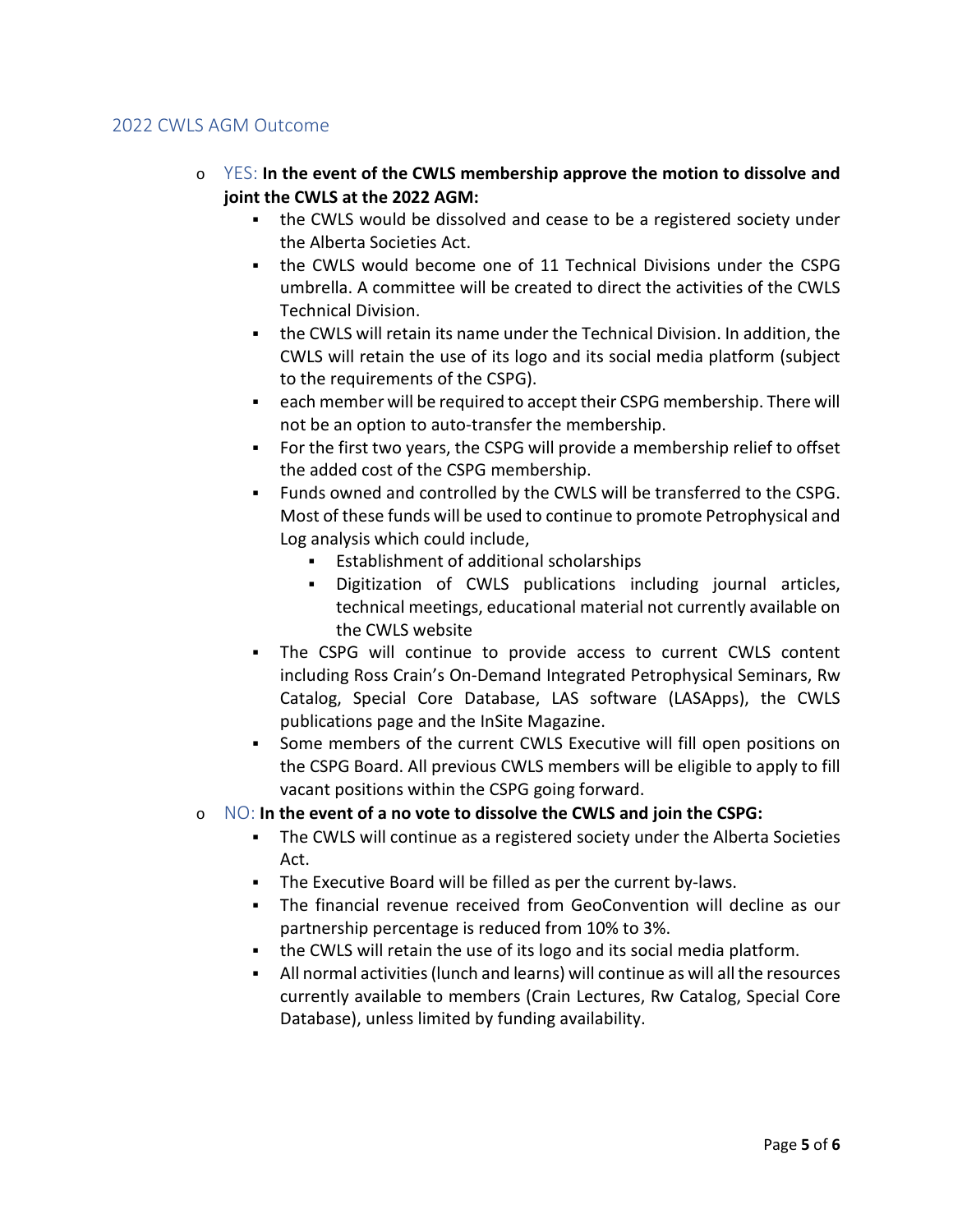## 2022 CWLS AGM Outcome

- YES: **In the event of the CWLS membership approve the motion to dissolve and joint the CWLS at the 2022 AGM:**
  - the CWLS would be dissolved and cease to be a registered society under the Alberta Societies Act.
  - the CWLS would become one of 11 Technical Divisions under the CSPG umbrella. A committee will be created to direct the activities of the CWLS Technical Division.
  - the CWLS will retain its name under the Technical Division. In addition, the CWLS will retain the use of its logo and its social media platform (subject to the requirements of the CSPG).
  - each member will be required to accept their CSPG membership. There will not be an option to auto-transfer the membership.
  - For the first two years, the CSPG will provide a membership relief to offset the added cost of the CSPG membership.
  - Funds owned and controlled by the CWLS will be transferred to the CSPG. Most of these funds will be used to continue to promote Petrophysical and Log analysis which could include,
    - Establishment of additional scholarships
    - Digitization of CWLS publications including journal articles, technical meetings, educational material not currently available on the CWLS website
  - The CSPG will continue to provide access to current CWLS content including Ross Crain's On-Demand Integrated Petrophysical Seminars, Rw Catalog, Special Core Database, LAS software (LASApps), the CWLS publications page and the InSite Magazine.
  - Some members of the current CWLS Executive will fill open positions on the CSPG Board. All previous CWLS members will be eligible to apply to fill vacant positions within the CSPG going forward.
- NO: **In the event of a no vote to dissolve the CWLS and join the CSPG:**
  - The CWLS will continue as a registered society under the Alberta Societies Act.
  - The Executive Board will be filled as per the current by-laws.
  - The financial revenue received from GeoConvention will decline as our partnership percentage is reduced from 10% to 3%.
  - the CWLS will retain the use of its logo and its social media platform.
  - All normal activities (lunch and learns) will continue as will all the resources currently available to members (Crain Lectures, Rw Catalog, Special Core Database), unless limited by funding availability.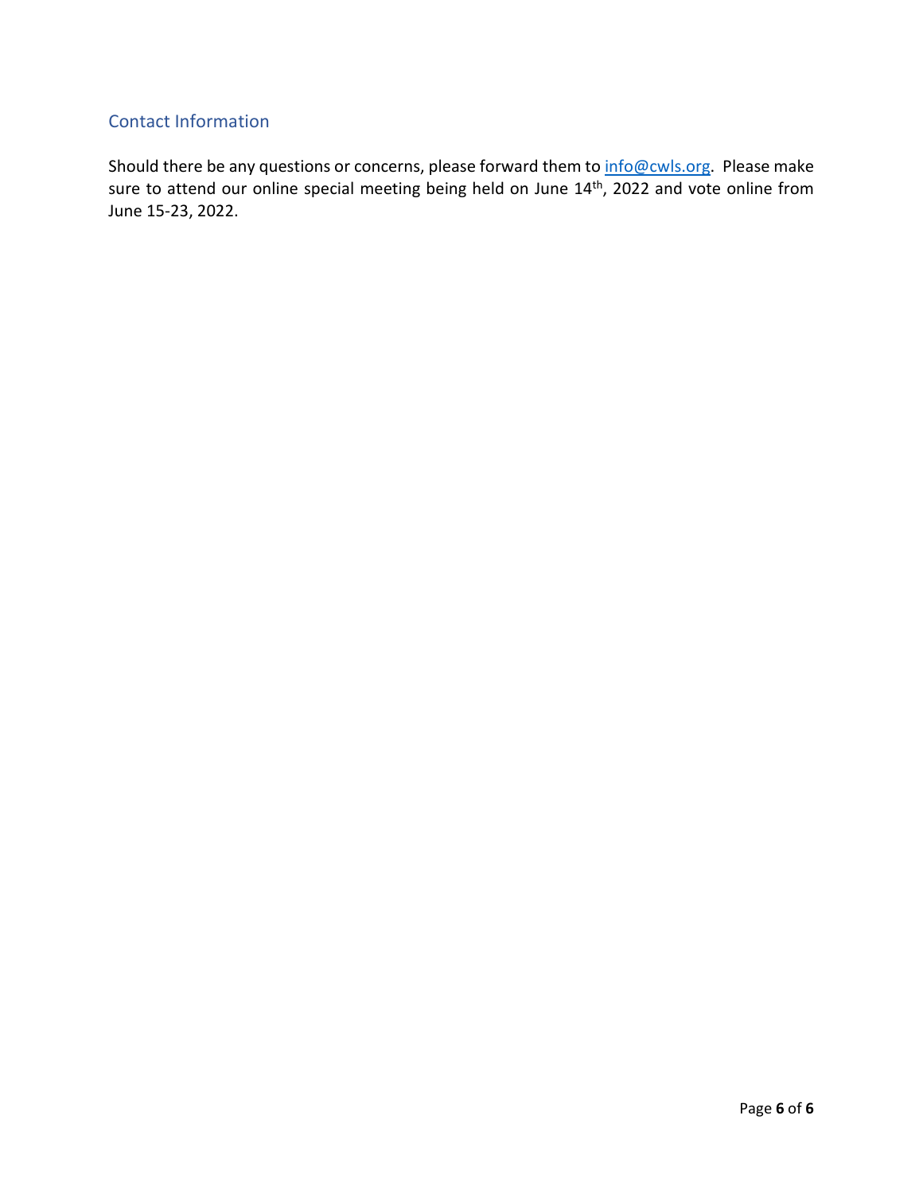## Contact Information

Should there be any questions or concerns, please forward them to info@cwls.org. Please make sure to attend our online special meeting being held on June 14th, 2022 and vote online from June 15-23, 2022.